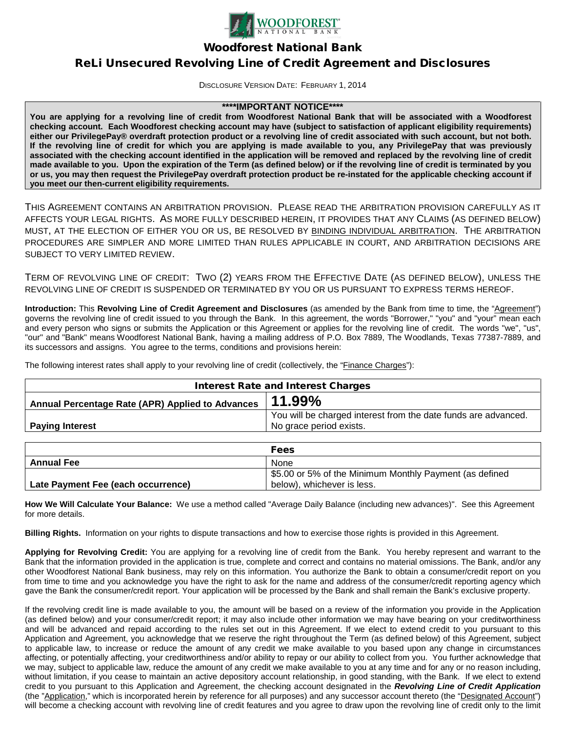# Woodforest National Bank

## ReLi Unsecured Revolving Line of Credit Agreement and Disclosures

DISCLOSURE VERSION DATE: FEBRUARY 1, 2014

**\*\*\*\*IMPORTANT NOTICE\*\*\*\***

**You are applying for a revolving line of credit from Woodforest National Bank that will be associated with a Woodforest checking account. Each Woodforest checking account may have (subject to satisfaction of applicant eligibility requirements) either our PrivilegePay® overdraft protection product or a revolving line of credit associated with such account, but not both. If the revolving line of credit for which you are applying is made available to you, any PrivilegePay that was previously associated with the checking account identified in the application will be removed and replaced by the revolving line of credit made available to you. Upon the expiration of the Term (as defined below) or if the revolving line of credit is terminated by you or us, you may then request the PrivilegePay overdraft protection product be re-instated for the applicable checking account if you meet our then-current eligibility requirements.**

THIS AGREEMENT CONTAINS AN ARBITRATION PROVISION. PLEASE READ THE ARBITRATION PROVISION CAREFULLY AS IT AFFECTS YOUR LEGAL RIGHTS. AS MORE FULLY DESCRIBED HEREIN, IT PROVIDES THAT ANY CLAIMS (AS DEFINED BELOW) MUST, AT THE ELECTION OF EITHER YOU OR US, BE RESOLVED BY BINDING INDIVIDUAL ARBITRATION. THE ARBITRATION PROCEDURES ARE SIMPLER AND MORE LIMITED THAN RULES APPLICABLE IN COURT, AND ARBITRATION DECISIONS ARE SUBJECT TO VERY LIMITED REVIEW.

TERM OF REVOLVING LINE OF CREDIT: TWO (2) YEARS FROM THE EFFECTIVE DATE (AS DEFINED BELOW), UNLESS THE REVOLVING LINE OF CREDIT IS SUSPENDED OR TERMINATED BY YOU OR US PURSUANT TO EXPRESS TERMS HEREOF.

**Introduction:** This **Revolving Line of Credit Agreement and Disclosures** (as amended by the Bank from time to time, the "Agreement") governs the revolving line of credit issued to you through the Bank. In this agreement, the words "Borrower," "you" and "your" mean each and every person who signs or submits the Application or this Agreement or applies for the revolving line of credit. The words "we", "us", "our" and "Bank" means Woodforest National Bank, having a mailing address of P.O. Box 7889, The Woodlands, Texas 77387-7889, and its successors and assigns. You agree to the terms, conditions and provisions herein:

The following interest rates shall apply to your revolving line of credit (collectively, the "Finance Charges"):

| Interest Rate and Interest Charges | |
|---|---|
| **Annual Percentage Rate (APR) Applied to Advances** | **11.99%** |
| **Paying Interest** | You will be charged interest from the date funds are advanced. No grace period exists. |

| Fees | |
|---|---|
| **Annual Fee** | None |
| **Late Payment Fee (each occurrence)** | $5.00 or 5% of the Minimum Monthly Payment (as defined below), whichever is less. |

**How We Will Calculate Your Balance:** We use a method called "Average Daily Balance (including new advances)". See this Agreement for more details.

**Billing Rights.** Information on your rights to dispute transactions and how to exercise those rights is provided in this Agreement.

**Applying for Revolving Credit:** You are applying for a revolving line of credit from the Bank. You hereby represent and warrant to the Bank that the information provided in the application is true, complete and correct and contains no material omissions. The Bank, and/or any other Woodforest National Bank business, may rely on this information. You authorize the Bank to obtain a consumer/credit report on you from time to time and you acknowledge you have the right to ask for the name and address of the consumer/credit reporting agency which gave the Bank the consumer/credit report. Your application will be processed by the Bank and shall remain the Bank's exclusive property.

If the revolving credit line is made available to you, the amount will be based on a review of the information you provide in the Application (as defined below) and your consumer/credit report; it may also include other information we may have bearing on your creditworthiness and will be advanced and repaid according to the rules set out in this Agreement. If we elect to extend credit to you pursuant to this Application and Agreement, you acknowledge that we reserve the right throughout the Term (as defined below) of this Agreement, subject to applicable law, to increase or reduce the amount of any credit we make available to you based upon any change in circumstances affecting, or potentially affecting, your creditworthiness and/or ability to repay or our ability to collect from you. You further acknowledge that we may, subject to applicable law, reduce the amount of any credit we make available to you at any time and for any or no reason including, without limitation, if you cease to maintain an active depository account relationship, in good standing, with the Bank. If we elect to extend credit to you pursuant to this Application and Agreement, the checking account designated in the ***Revolving Line of Credit Application*** (the "Application," which is incorporated herein by reference for all purposes) and any successor account thereto (the "Designated Account") will become a checking account with revolving line of credit features and you agree to draw upon the revolving line of credit only to the limit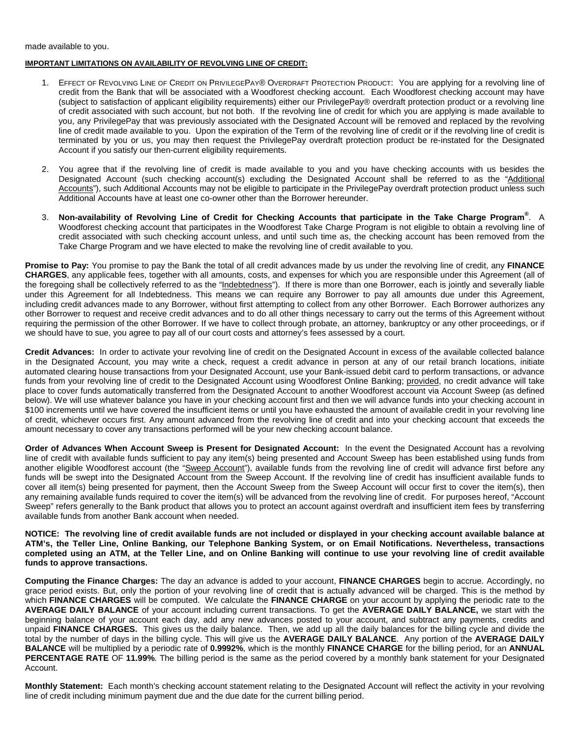made available to you.

**IMPORTANT LIMITATIONS ON AVAILABILITY OF REVOLVING LINE OF CREDIT:**

1. EFFECT OF REVOLVING LINE OF CREDIT ON PRIVILEGEPAY® OVERDRAFT PROTECTION PRODUCT: You are applying for a revolving line of credit from the Bank that will be associated with a Woodforest checking account. Each Woodforest checking account may have (subject to satisfaction of applicant eligibility requirements) either our PrivilegePay® overdraft protection product or a revolving line of credit associated with such account, but not both. If the revolving line of credit for which you are applying is made available to you, any PrivilegePay that was previously associated with the Designated Account will be removed and replaced by the revolving line of credit made available to you. Upon the expiration of the Term of the revolving line of credit or if the revolving line of credit is terminated by you or us, you may then request the PrivilegePay overdraft protection product be re-instated for the Designated Account if you satisfy our then-current eligibility requirements.

2. You agree that if the revolving line of credit is made available to you and you have checking accounts with us besides the Designated Account (such checking account(s) excluding the Designated Account shall be referred to as the "Additional Accounts"), such Additional Accounts may not be eligible to participate in the PrivilegePay overdraft protection product unless such Additional Accounts have at least one co-owner other than the Borrower hereunder.

3. **Non-availability of Revolving Line of Credit for Checking Accounts that participate in the Take Charge Program®**. A Woodforest checking account that participates in the Woodforest Take Charge Program is not eligible to obtain a revolving line of credit associated with such checking account unless, and until such time as, the checking account has been removed from the Take Charge Program and we have elected to make the revolving line of credit available to you.

**Promise to Pay:** You promise to pay the Bank the total of all credit advances made by us under the revolving line of credit, any **FINANCE CHARGES**, any applicable fees, together with all amounts, costs, and expenses for which you are responsible under this Agreement (all of the foregoing shall be collectively referred to as the "Indebtedness"). If there is more than one Borrower, each is jointly and severally liable under this Agreement for all Indebtedness. This means we can require any Borrower to pay all amounts due under this Agreement, including credit advances made to any Borrower, without first attempting to collect from any other Borrower. Each Borrower authorizes any other Borrower to request and receive credit advances and to do all other things necessary to carry out the terms of this Agreement without requiring the permission of the other Borrower. If we have to collect through probate, an attorney, bankruptcy or any other proceedings, or if we should have to sue, you agree to pay all of our court costs and attorney's fees assessed by a court.

**Credit Advances:** In order to activate your revolving line of credit on the Designated Account in excess of the available collected balance in the Designated Account, you may write a check, request a credit advance in person at any of our retail branch locations, initiate automated clearing house transactions from your Designated Account, use your Bank-issued debit card to perform transactions, or advance funds from your revolving line of credit to the Designated Account using Woodforest Online Banking; provided, no credit advance will take place to cover funds automatically transferred from the Designated Account to another Woodforest account via Account Sweep (as defined below). We will use whatever balance you have in your checking account first and then we will advance funds into your checking account in $100 increments until we have covered the insufficient items or until you have exhausted the amount of available credit in your revolving line of credit, whichever occurs first. Any amount advanced from the revolving line of credit and into your checking account that exceeds the amount necessary to cover any transactions performed will be your new checking account balance.

**Order of Advances When Account Sweep is Present for Designated Account:** In the event the Designated Account has a revolving line of credit with available funds sufficient to pay any item(s) being presented and Account Sweep has been established using funds from another eligible Woodforest account (the "Sweep Account"), available funds from the revolving line of credit will advance first before any funds will be swept into the Designated Account from the Sweep Account. If the revolving line of credit has insufficient available funds to cover all item(s) being presented for payment, then the Account Sweep from the Sweep Account will occur first to cover the item(s), then any remaining available funds required to cover the item(s) will be advanced from the revolving line of credit. For purposes hereof, "Account Sweep" refers generally to the Bank product that allows you to protect an account against overdraft and insufficient item fees by transferring available funds from another Bank account when needed.

**NOTICE: The revolving line of credit available funds are not included or displayed in your checking account available balance at ATM's, the Teller Line, Online Banking, our Telephone Banking System, or on Email Notifications. Nevertheless, transactions completed using an ATM, at the Teller Line, and on Online Banking will continue to use your revolving line of credit available funds to approve transactions.**

**Computing the Finance Charges:** The day an advance is added to your account, **FINANCE CHARGES** begin to accrue. Accordingly, no grace period exists. But, only the portion of your revolving line of credit that is actually advanced will be charged. This is the method by which **FINANCE CHARGES** will be computed. We calculate the **FINANCE CHARGE** on your account by applying the periodic rate to the **AVERAGE DAILY BALANCE** of your account including current transactions. To get the **AVERAGE DAILY BALANCE,** we start with the beginning balance of your account each day, add any new advances posted to your account, and subtract any payments, credits and unpaid **FINANCE CHARGES.** This gives us the daily balance. Then, we add up all the daily balances for the billing cycle and divide the total by the number of days in the billing cycle. This will give us the **AVERAGE DAILY BALANCE**. Any portion of the **AVERAGE DAILY BALANCE** will be multiplied by a periodic rate of **0.9992%**, which is the monthly **FINANCE CHARGE** for the billing period, for an **ANNUAL PERCENTAGE RATE** OF **11.99%**. The billing period is the same as the period covered by a monthly bank statement for your Designated Account.

**Monthly Statement:** Each month's checking account statement relating to the Designated Account will reflect the activity in your revolving line of credit including minimum payment due and the due date for the current billing period.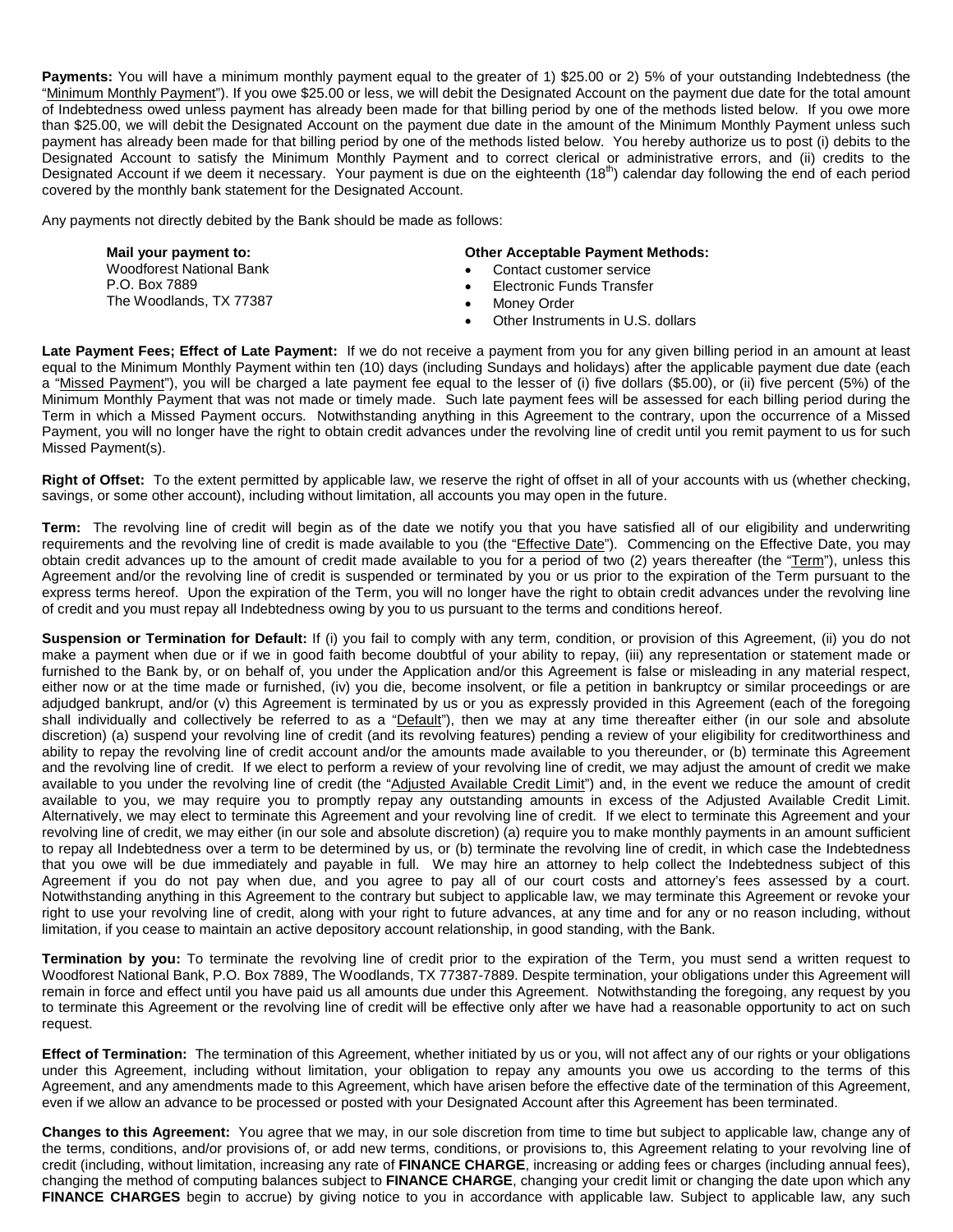**Payments:** You will have a minimum monthly payment equal to the greater of 1) $25.00 or 2) 5% of your outstanding Indebtedness (the "Minimum Monthly Payment"). If you owe $25.00 or less, we will debit the Designated Account on the payment due date for the total amount of Indebtedness owed unless payment has already been made for that billing period by one of the methods listed below. If you owe more than $25.00, we will debit the Designated Account on the payment due date in the amount of the Minimum Monthly Payment unless such payment has already been made for that billing period by one of the methods listed below. You hereby authorize us to post (i) debits to the Designated Account to satisfy the Minimum Monthly Payment and to correct clerical or administrative errors, and (ii) credits to the Designated Account if we deem it necessary. Your payment is due on the eighteenth (18th) calendar day following the end of each period covered by the monthly bank statement for the Designated Account.

Any payments not directly debited by the Bank should be made as follows:

**Mail your payment to:**
Woodforest National Bank
P.O. Box 7889
The Woodlands, TX 77387

**Other Acceptable Payment Methods:**

- Contact customer service
- Electronic Funds Transfer
- Money Order
- Other Instruments in U.S. dollars

**Late Payment Fees; Effect of Late Payment:** If we do not receive a payment from you for any given billing period in an amount at least equal to the Minimum Monthly Payment within ten (10) days (including Sundays and holidays) after the applicable payment due date (each a "Missed Payment"), you will be charged a late payment fee equal to the lesser of (i) five dollars ($5.00), or (ii) five percent (5%) of the Minimum Monthly Payment that was not made or timely made. Such late payment fees will be assessed for each billing period during the Term in which a Missed Payment occurs. Notwithstanding anything in this Agreement to the contrary, upon the occurrence of a Missed Payment, you will no longer have the right to obtain credit advances under the revolving line of credit until you remit payment to us for such Missed Payment(s).

**Right of Offset:** To the extent permitted by applicable law, we reserve the right of offset in all of your accounts with us (whether checking, savings, or some other account), including without limitation, all accounts you may open in the future.

**Term:** The revolving line of credit will begin as of the date we notify you that you have satisfied all of our eligibility and underwriting requirements and the revolving line of credit is made available to you (the "Effective Date"). Commencing on the Effective Date, you may obtain credit advances up to the amount of credit made available to you for a period of two (2) years thereafter (the "Term"), unless this Agreement and/or the revolving line of credit is suspended or terminated by you or us prior to the expiration of the Term pursuant to the express terms hereof. Upon the expiration of the Term, you will no longer have the right to obtain credit advances under the revolving line of credit and you must repay all Indebtedness owing by you to us pursuant to the terms and conditions hereof.

**Suspension or Termination for Default:** If (i) you fail to comply with any term, condition, or provision of this Agreement, (ii) you do not make a payment when due or if we in good faith become doubtful of your ability to repay, (iii) any representation or statement made or furnished to the Bank by, or on behalf of, you under the Application and/or this Agreement is false or misleading in any material respect, either now or at the time made or furnished, (iv) you die, become insolvent, or file a petition in bankruptcy or similar proceedings or are adjudged bankrupt, and/or (v) this Agreement is terminated by us or you as expressly provided in this Agreement (each of the foregoing shall individually and collectively be referred to as a "Default"), then we may at any time thereafter either (in our sole and absolute discretion) (a) suspend your revolving line of credit (and its revolving features) pending a review of your eligibility for creditworthiness and ability to repay the revolving line of credit account and/or the amounts made available to you thereunder, or (b) terminate this Agreement and the revolving line of credit. If we elect to perform a review of your revolving line of credit, we may adjust the amount of credit we make available to you under the revolving line of credit (the "Adjusted Available Credit Limit") and, in the event we reduce the amount of credit available to you, we may require you to promptly repay any outstanding amounts in excess of the Adjusted Available Credit Limit. Alternatively, we may elect to terminate this Agreement and your revolving line of credit. If we elect to terminate this Agreement and your revolving line of credit, we may either (in our sole and absolute discretion) (a) require you to make monthly payments in an amount sufficient to repay all Indebtedness over a term to be determined by us, or (b) terminate the revolving line of credit, in which case the Indebtedness that you owe will be due immediately and payable in full. We may hire an attorney to help collect the Indebtedness subject of this Agreement if you do not pay when due, and you agree to pay all of our court costs and attorney's fees assessed by a court. Notwithstanding anything in this Agreement to the contrary but subject to applicable law, we may terminate this Agreement or revoke your right to use your revolving line of credit, along with your right to future advances, at any time and for any or no reason including, without limitation, if you cease to maintain an active depository account relationship, in good standing, with the Bank.

**Termination by you:** To terminate the revolving line of credit prior to the expiration of the Term, you must send a written request to Woodforest National Bank, P.O. Box 7889, The Woodlands, TX 77387-7889. Despite termination, your obligations under this Agreement will remain in force and effect until you have paid us all amounts due under this Agreement. Notwithstanding the foregoing, any request by you to terminate this Agreement or the revolving line of credit will be effective only after we have had a reasonable opportunity to act on such request.

**Effect of Termination:** The termination of this Agreement, whether initiated by us or you, will not affect any of our rights or your obligations under this Agreement, including without limitation, your obligation to repay any amounts you owe us according to the terms of this Agreement, and any amendments made to this Agreement, which have arisen before the effective date of the termination of this Agreement, even if we allow an advance to be processed or posted with your Designated Account after this Agreement has been terminated.

**Changes to this Agreement:** You agree that we may, in our sole discretion from time to time but subject to applicable law, change any of the terms, conditions, and/or provisions of, or add new terms, conditions, or provisions to, this Agreement relating to your revolving line of credit (including, without limitation, increasing any rate of **FINANCE CHARGE**, increasing or adding fees or charges (including annual fees), changing the method of computing balances subject to **FINANCE CHARGE**, changing your credit limit or changing the date upon which any **FINANCE CHARGES** begin to accrue) by giving notice to you in accordance with applicable law. Subject to applicable law, any such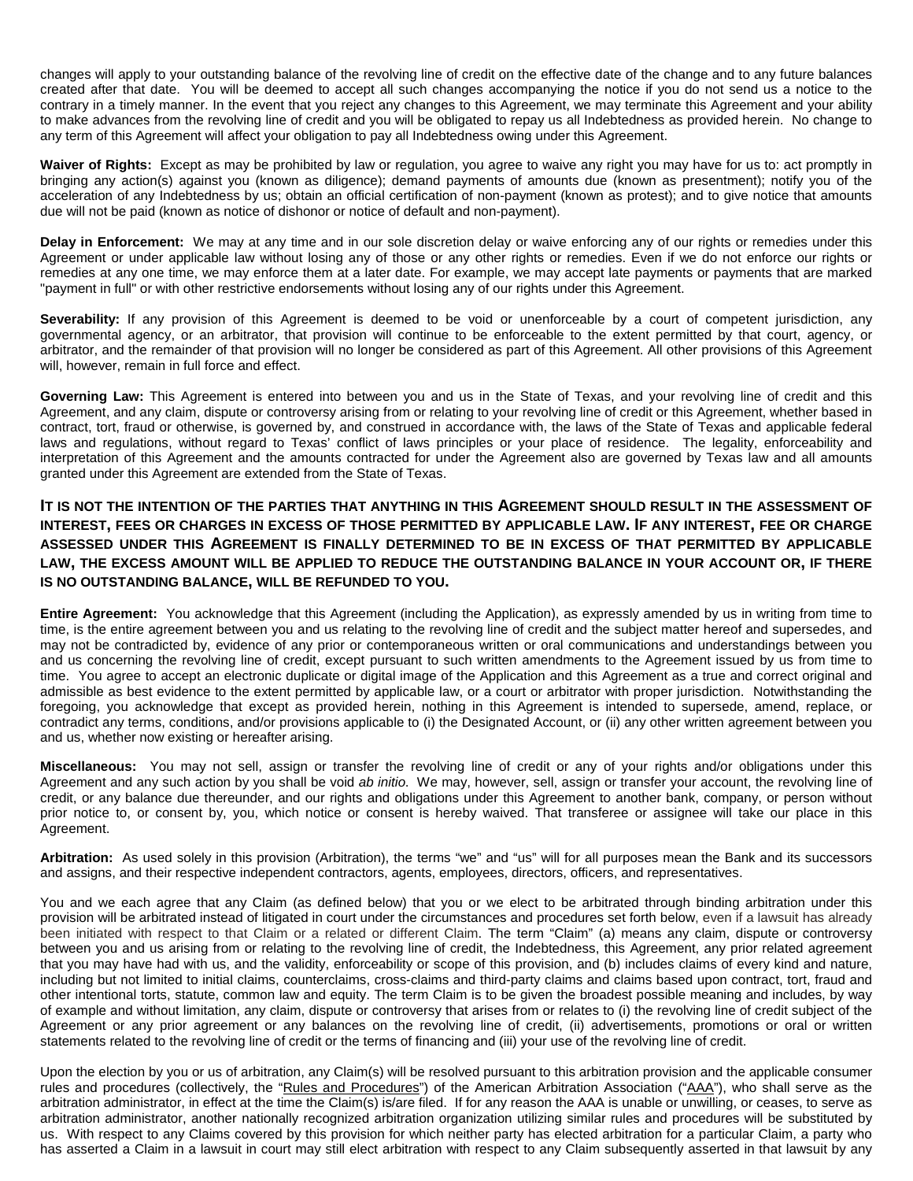changes will apply to your outstanding balance of the revolving line of credit on the effective date of the change and to any future balances created after that date. You will be deemed to accept all such changes accompanying the notice if you do not send us a notice to the contrary in a timely manner. In the event that you reject any changes to this Agreement, we may terminate this Agreement and your ability to make advances from the revolving line of credit and you will be obligated to repay us all Indebtedness as provided herein. No change to any term of this Agreement will affect your obligation to pay all Indebtedness owing under this Agreement.

**Waiver of Rights:** Except as may be prohibited by law or regulation, you agree to waive any right you may have for us to: act promptly in bringing any action(s) against you (known as diligence); demand payments of amounts due (known as presentment); notify you of the acceleration of any Indebtedness by us; obtain an official certification of non-payment (known as protest); and to give notice that amounts due will not be paid (known as notice of dishonor or notice of default and non-payment).

**Delay in Enforcement:** We may at any time and in our sole discretion delay or waive enforcing any of our rights or remedies under this Agreement or under applicable law without losing any of those or any other rights or remedies. Even if we do not enforce our rights or remedies at any one time, we may enforce them at a later date. For example, we may accept late payments or payments that are marked "payment in full" or with other restrictive endorsements without losing any of our rights under this Agreement.

**Severability:** If any provision of this Agreement is deemed to be void or unenforceable by a court of competent jurisdiction, any governmental agency, or an arbitrator, that provision will continue to be enforceable to the extent permitted by that court, agency, or arbitrator, and the remainder of that provision will no longer be considered as part of this Agreement. All other provisions of this Agreement will, however, remain in full force and effect.

**Governing Law:** This Agreement is entered into between you and us in the State of Texas, and your revolving line of credit and this Agreement, and any claim, dispute or controversy arising from or relating to your revolving line of credit or this Agreement, whether based in contract, tort, fraud or otherwise, is governed by, and construed in accordance with, the laws of the State of Texas and applicable federal laws and regulations, without regard to Texas' conflict of laws principles or your place of residence. The legality, enforceability and interpretation of this Agreement and the amounts contracted for under the Agreement also are governed by Texas law and all amounts granted under this Agreement are extended from the State of Texas.

**IT IS NOT THE INTENTION OF THE PARTIES THAT ANYTHING IN THIS AGREEMENT SHOULD RESULT IN THE ASSESSMENT OF INTEREST, FEES OR CHARGES IN EXCESS OF THOSE PERMITTED BY APPLICABLE LAW. IF ANY INTEREST, FEE OR CHARGE ASSESSED UNDER THIS AGREEMENT IS FINALLY DETERMINED TO BE IN EXCESS OF THAT PERMITTED BY APPLICABLE LAW, THE EXCESS AMOUNT WILL BE APPLIED TO REDUCE THE OUTSTANDING BALANCE IN YOUR ACCOUNT OR, IF THERE IS NO OUTSTANDING BALANCE, WILL BE REFUNDED TO YOU.**

**Entire Agreement:** You acknowledge that this Agreement (including the Application), as expressly amended by us in writing from time to time, is the entire agreement between you and us relating to the revolving line of credit and the subject matter hereof and supersedes, and may not be contradicted by, evidence of any prior or contemporaneous written or oral communications and understandings between you and us concerning the revolving line of credit, except pursuant to such written amendments to the Agreement issued by us from time to time. You agree to accept an electronic duplicate or digital image of the Application and this Agreement as a true and correct original and admissible as best evidence to the extent permitted by applicable law, or a court or arbitrator with proper jurisdiction. Notwithstanding the foregoing, you acknowledge that except as provided herein, nothing in this Agreement is intended to supersede, amend, replace, or contradict any terms, conditions, and/or provisions applicable to (i) the Designated Account, or (ii) any other written agreement between you and us, whether now existing or hereafter arising.

**Miscellaneous:** You may not sell, assign or transfer the revolving line of credit or any of your rights and/or obligations under this Agreement and any such action by you shall be void *ab initio.* We may, however, sell, assign or transfer your account, the revolving line of credit, or any balance due thereunder, and our rights and obligations under this Agreement to another bank, company, or person without prior notice to, or consent by, you, which notice or consent is hereby waived. That transferee or assignee will take our place in this Agreement.

**Arbitration:** As used solely in this provision (Arbitration), the terms "we" and "us" will for all purposes mean the Bank and its successors and assigns, and their respective independent contractors, agents, employees, directors, officers, and representatives.

You and we each agree that any Claim (as defined below) that you or we elect to be arbitrated through binding arbitration under this provision will be arbitrated instead of litigated in court under the circumstances and procedures set forth below, even if a lawsuit has already been initiated with respect to that Claim or a related or different Claim. The term "Claim" (a) means any claim, dispute or controversy between you and us arising from or relating to the revolving line of credit, the Indebtedness, this Agreement, any prior related agreement that you may have had with us, and the validity, enforceability or scope of this provision, and (b) includes claims of every kind and nature, including but not limited to initial claims, counterclaims, cross-claims and third-party claims and claims based upon contract, tort, fraud and other intentional torts, statute, common law and equity. The term Claim is to be given the broadest possible meaning and includes, by way of example and without limitation, any claim, dispute or controversy that arises from or relates to (i) the revolving line of credit subject of the Agreement or any prior agreement or any balances on the revolving line of credit, (ii) advertisements, promotions or oral or written statements related to the revolving line of credit or the terms of financing and (iii) your use of the revolving line of credit.

Upon the election by you or us of arbitration, any Claim(s) will be resolved pursuant to this arbitration provision and the applicable consumer rules and procedures (collectively, the "Rules and Procedures") of the American Arbitration Association ("AAA"), who shall serve as the arbitration administrator, in effect at the time the Claim(s) is/are filed. If for any reason the AAA is unable or unwilling, or ceases, to serve as arbitration administrator, another nationally recognized arbitration organization utilizing similar rules and procedures will be substituted by us. With respect to any Claims covered by this provision for which neither party has elected arbitration for a particular Claim, a party who has asserted a Claim in a lawsuit in court may still elect arbitration with respect to any Claim subsequently asserted in that lawsuit by any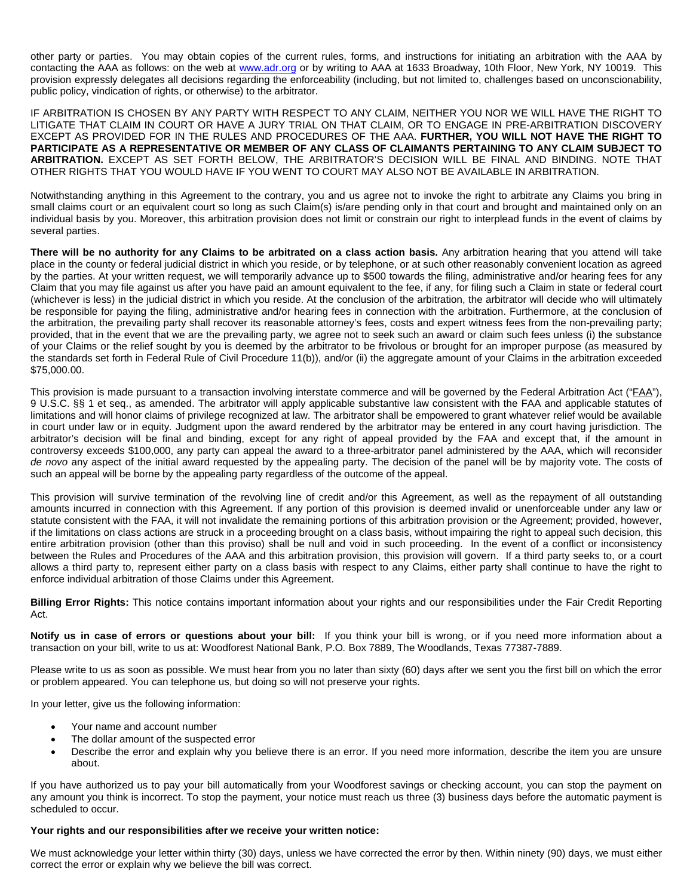other party or parties. You may obtain copies of the current rules, forms, and instructions for initiating an arbitration with the AAA by contacting the AAA as follows: on the web at [www.adr.org](http://www.adr.org) or by writing to AAA at 1633 Broadway, 10th Floor, New York, NY 10019. This provision expressly delegates all decisions regarding the enforceability (including, but not limited to, challenges based on unconscionability, public policy, vindication of rights, or otherwise) to the arbitrator.

IF ARBITRATION IS CHOSEN BY ANY PARTY WITH RESPECT TO ANY CLAIM, NEITHER YOU NOR WE WILL HAVE THE RIGHT TO LITIGATE THAT CLAIM IN COURT OR HAVE A JURY TRIAL ON THAT CLAIM, OR TO ENGAGE IN PRE-ARBITRATION DISCOVERY EXCEPT AS PROVIDED FOR IN THE RULES AND PROCEDURES OF THE AAA. **FURTHER, YOU WILL NOT HAVE THE RIGHT TO PARTICIPATE AS A REPRESENTATIVE OR MEMBER OF ANY CLASS OF CLAIMANTS PERTAINING TO ANY CLAIM SUBJECT TO ARBITRATION.** EXCEPT AS SET FORTH BELOW, THE ARBITRATOR'S DECISION WILL BE FINAL AND BINDING. NOTE THAT OTHER RIGHTS THAT YOU WOULD HAVE IF YOU WENT TO COURT MAY ALSO NOT BE AVAILABLE IN ARBITRATION.

Notwithstanding anything in this Agreement to the contrary, you and us agree not to invoke the right to arbitrate any Claims you bring in small claims court or an equivalent court so long as such Claim(s) is/are pending only in that court and brought and maintained only on an individual basis by you. Moreover, this arbitration provision does not limit or constrain our right to interplead funds in the event of claims by several parties.

**There will be no authority for any Claims to be arbitrated on a class action basis.** Any arbitration hearing that you attend will take place in the county or federal judicial district in which you reside, or by telephone, or at such other reasonably convenient location as agreed by the parties. At your written request, we will temporarily advance up to $500 towards the filing, administrative and/or hearing fees for any Claim that you may file against us after you have paid an amount equivalent to the fee, if any, for filing such a Claim in state or federal court (whichever is less) in the judicial district in which you reside. At the conclusion of the arbitration, the arbitrator will decide who will ultimately be responsible for paying the filing, administrative and/or hearing fees in connection with the arbitration. Furthermore, at the conclusion of the arbitration, the prevailing party shall recover its reasonable attorney's fees, costs and expert witness fees from the non-prevailing party; provided, that in the event that we are the prevailing party, we agree not to seek such an award or claim such fees unless (i) the substance of your Claims or the relief sought by you is deemed by the arbitrator to be frivolous or brought for an improper purpose (as measured by the standards set forth in Federal Rule of Civil Procedure 11(b)), and/or (ii) the aggregate amount of your Claims in the arbitration exceeded $75,000.00.

This provision is made pursuant to a transaction involving interstate commerce and will be governed by the Federal Arbitration Act ("FAA"), 9 U.S.C. §§ 1 et seq., as amended. The arbitrator will apply applicable substantive law consistent with the FAA and applicable statutes of limitations and will honor claims of privilege recognized at law. The arbitrator shall be empowered to grant whatever relief would be available in court under law or in equity. Judgment upon the award rendered by the arbitrator may be entered in any court having jurisdiction. The arbitrator's decision will be final and binding, except for any right of appeal provided by the FAA and except that, if the amount in controversy exceeds $100,000, any party can appeal the award to a three-arbitrator panel administered by the AAA, which will reconsider *de novo* any aspect of the initial award requested by the appealing party. The decision of the panel will be by majority vote. The costs of such an appeal will be borne by the appealing party regardless of the outcome of the appeal.

This provision will survive termination of the revolving line of credit and/or this Agreement, as well as the repayment of all outstanding amounts incurred in connection with this Agreement. If any portion of this provision is deemed invalid or unenforceable under any law or statute consistent with the FAA, it will not invalidate the remaining portions of this arbitration provision or the Agreement; provided, however, if the limitations on class actions are struck in a proceeding brought on a class basis, without impairing the right to appeal such decision, this entire arbitration provision (other than this proviso) shall be null and void in such proceeding. In the event of a conflict or inconsistency between the Rules and Procedures of the AAA and this arbitration provision, this provision will govern. If a third party seeks to, or a court allows a third party to, represent either party on a class basis with respect to any Claims, either party shall continue to have the right to enforce individual arbitration of those Claims under this Agreement.

**Billing Error Rights:** This notice contains important information about your rights and our responsibilities under the Fair Credit Reporting Act.

**Notify us in case of errors or questions about your bill:** If you think your bill is wrong, or if you need more information about a transaction on your bill, write to us at: Woodforest National Bank, P.O. Box 7889, The Woodlands, Texas 77387-7889.

Please write to us as soon as possible. We must hear from you no later than sixty (60) days after we sent you the first bill on which the error or problem appeared. You can telephone us, but doing so will not preserve your rights.

In your letter, give us the following information:

- Your name and account number
- The dollar amount of the suspected error
- Describe the error and explain why you believe there is an error. If you need more information, describe the item you are unsure about.

If you have authorized us to pay your bill automatically from your Woodforest savings or checking account, you can stop the payment on any amount you think is incorrect. To stop the payment, your notice must reach us three (3) business days before the automatic payment is scheduled to occur.

**Your rights and our responsibilities after we receive your written notice:**

We must acknowledge your letter within thirty (30) days, unless we have corrected the error by then. Within ninety (90) days, we must either correct the error or explain why we believe the bill was correct.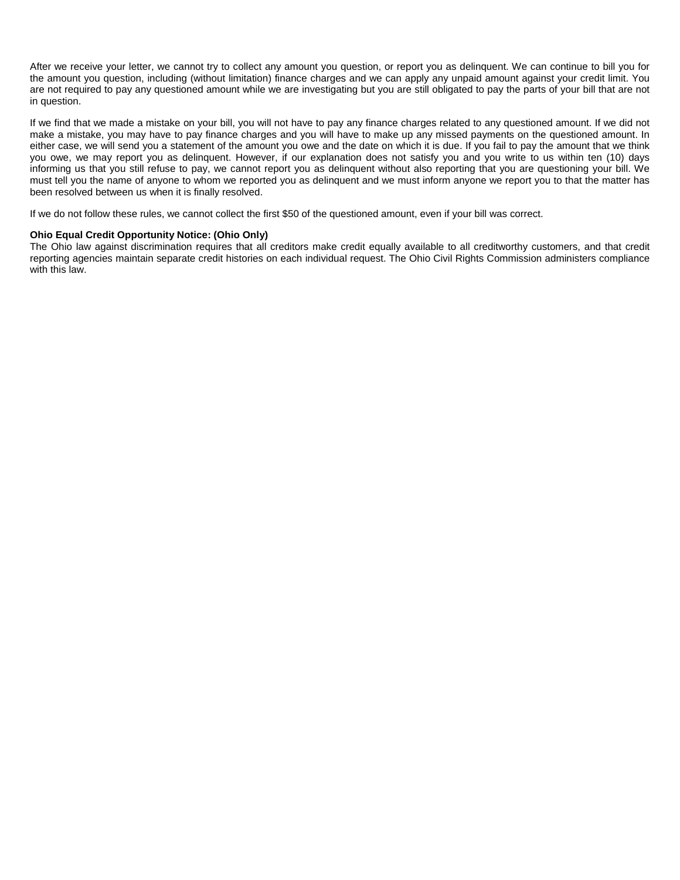After we receive your letter, we cannot try to collect any amount you question, or report you as delinquent. We can continue to bill you for the amount you question, including (without limitation) finance charges and we can apply any unpaid amount against your credit limit. You are not required to pay any questioned amount while we are investigating but you are still obligated to pay the parts of your bill that are not in question.

If we find that we made a mistake on your bill, you will not have to pay any finance charges related to any questioned amount. If we did not make a mistake, you may have to pay finance charges and you will have to make up any missed payments on the questioned amount. In either case, we will send you a statement of the amount you owe and the date on which it is due. If you fail to pay the amount that we think you owe, we may report you as delinquent. However, if our explanation does not satisfy you and you write to us within ten (10) days informing us that you still refuse to pay, we cannot report you as delinquent without also reporting that you are questioning your bill. We must tell you the name of anyone to whom we reported you as delinquent and we must inform anyone we report you to that the matter has been resolved between us when it is finally resolved.

If we do not follow these rules, we cannot collect the first $50 of the questioned amount, even if your bill was correct.

**Ohio Equal Credit Opportunity Notice: (Ohio Only)**
The Ohio law against discrimination requires that all creditors make credit equally available to all creditworthy customers, and that credit reporting agencies maintain separate credit histories on each individual request. The Ohio Civil Rights Commission administers compliance with this law.